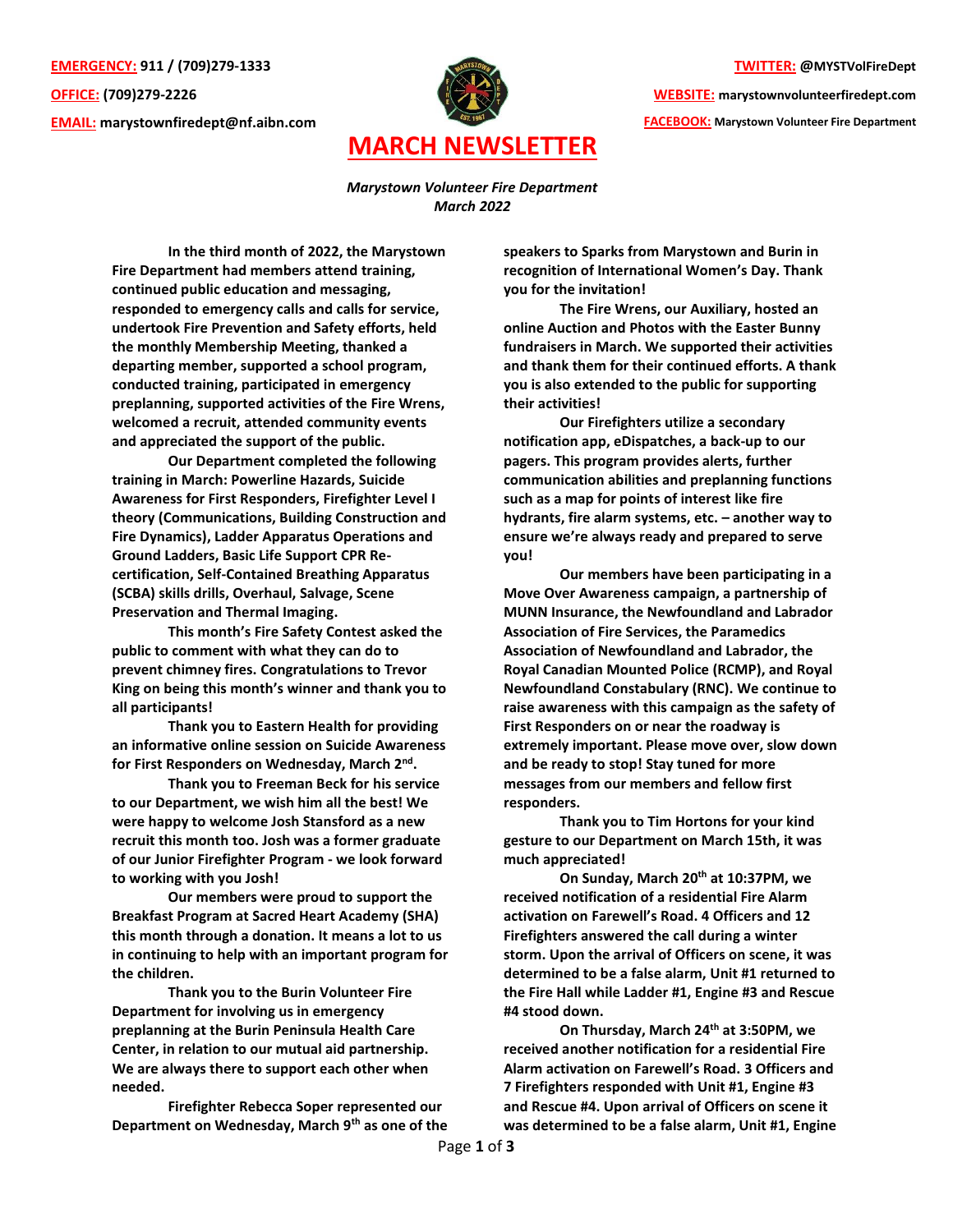**EMERGENCY:** 911 / (709)279-1333

**OFFICE:** (709)279-2226

**EMAIL:** marystownfiredept@nf.aibn.com

**TWITTER:** @MYSTVolFireDept

**WEBSITE:** marystownvolunteerfiredept.com

**FACEBOOK:** Marystown Volunteer Fire Department

# MARCH NEWSLETTER

*Marystown Volunteer Fire Department*
*March 2022*

**In the third month of 2022, the Marystown Fire Department had members attend training, continued public education and messaging, responded to emergency calls and calls for service, undertook Fire Prevention and Safety efforts, held the monthly Membership Meeting, thanked a departing member, supported a school program, conducted training, participated in emergency preplanning, supported activities of the Fire Wrens, welcomed a recruit, attended community events and appreciated the support of the public.**

**Our Department completed the following training in March: Powerline Hazards, Suicide Awareness for First Responders, Firefighter Level I theory (Communications, Building Construction and Fire Dynamics), Ladder Apparatus Operations and Ground Ladders, Basic Life Support CPR Re-certification, Self-Contained Breathing Apparatus (SCBA) skills drills, Overhaul, Salvage, Scene Preservation and Thermal Imaging.**

**This month's Fire Safety Contest asked the public to comment with what they can do to prevent chimney fires. Congratulations to Trevor King on being this month's winner and thank you to all participants!**

**Thank you to Eastern Health for providing an informative online session on Suicide Awareness for First Responders on Wednesday, March 2nd.**

**Thank you to Freeman Beck for his service to our Department, we wish him all the best! We were happy to welcome Josh Stansford as a new recruit this month too. Josh was a former graduate of our Junior Firefighter Program - we look forward to working with you Josh!**

**Our members were proud to support the Breakfast Program at Sacred Heart Academy (SHA) this month through a donation. It means a lot to us in continuing to help with an important program for the children.**

**Thank you to the Burin Volunteer Fire Department for involving us in emergency preplanning at the Burin Peninsula Health Care Center, in relation to our mutual aid partnership. We are always there to support each other when needed.**

**Firefighter Rebecca Soper represented our Department on Wednesday, March 9th as one of the speakers to Sparks from Marystown and Burin in recognition of International Women's Day. Thank you for the invitation!**

**The Fire Wrens, our Auxiliary, hosted an online Auction and Photos with the Easter Bunny fundraisers in March. We supported their activities and thank them for their continued efforts. A thank you is also extended to the public for supporting their activities!**

**Our Firefighters utilize a secondary notification app, eDispatches, a back-up to our pagers. This program provides alerts, further communication abilities and preplanning functions such as a map for points of interest like fire hydrants, fire alarm systems, etc. – another way to ensure we're always ready and prepared to serve you!**

**Our members have been participating in a Move Over Awareness campaign, a partnership of MUNN Insurance, the Newfoundland and Labrador Association of Fire Services, the Paramedics Association of Newfoundland and Labrador, the Royal Canadian Mounted Police (RCMP), and Royal Newfoundland Constabulary (RNC). We continue to raise awareness with this campaign as the safety of First Responders on or near the roadway is extremely important. Please move over, slow down and be ready to stop! Stay tuned for more messages from our members and fellow first responders.**

**Thank you to Tim Hortons for your kind gesture to our Department on March 15th, it was much appreciated!**

**On Sunday, March 20th at 10:37PM, we received notification of a residential Fire Alarm activation on Farewell's Road. 4 Officers and 12 Firefighters answered the call during a winter storm. Upon the arrival of Officers on scene, it was determined to be a false alarm, Unit #1 returned to the Fire Hall while Ladder #1, Engine #3 and Rescue #4 stood down.**

**On Thursday, March 24th at 3:50PM, we received another notification for a residential Fire Alarm activation on Farewell's Road. 3 Officers and 7 Firefighters responded with Unit #1, Engine #3 and Rescue #4. Upon arrival of Officers on scene it was determined to be a false alarm, Unit #1, Engine**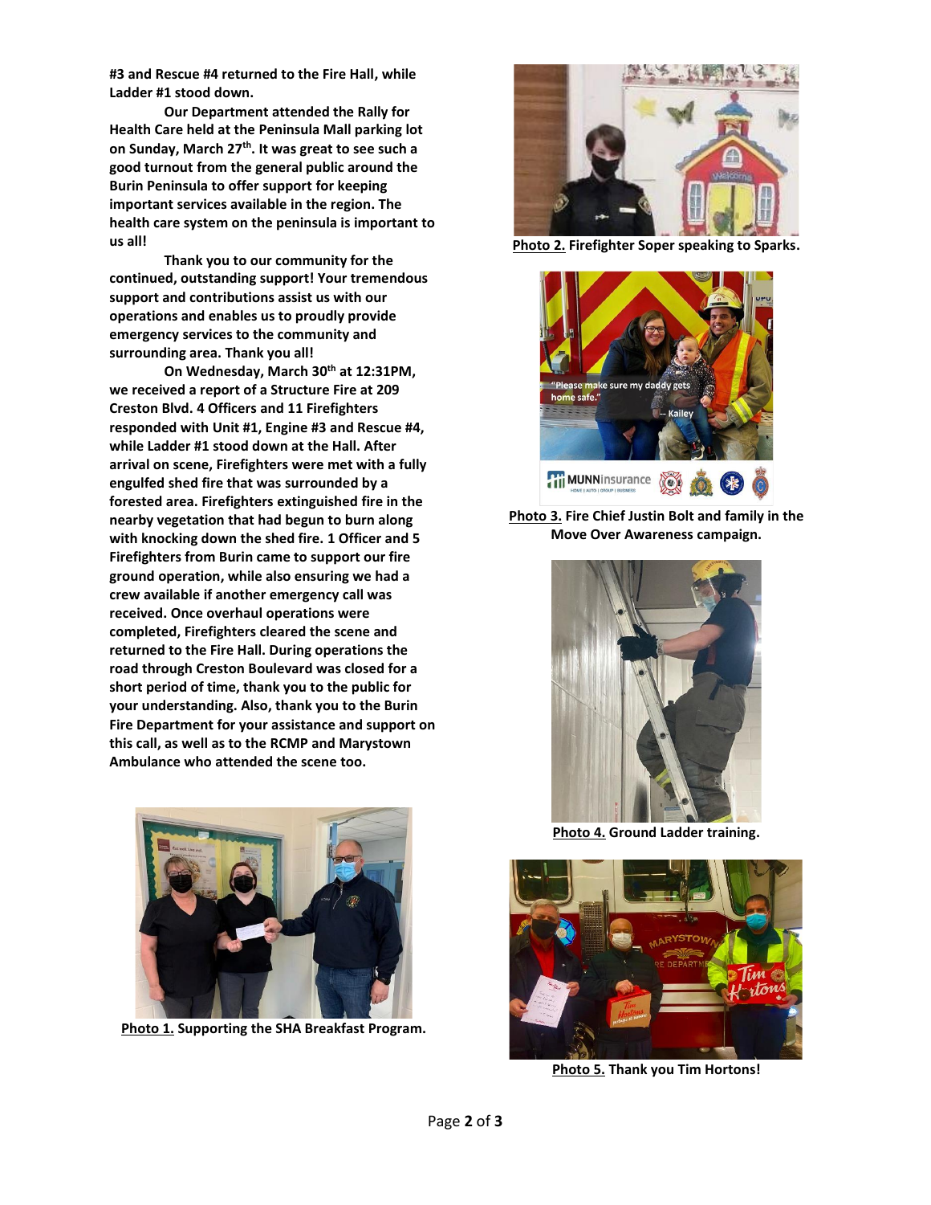**#3 and Rescue #4 returned to the Fire Hall, while Ladder #1 stood down.**

**Our Department attended the Rally for Health Care held at the Peninsula Mall parking lot on Sunday, March 27th. It was great to see such a good turnout from the general public around the Burin Peninsula to offer support for keeping important services available in the region. The health care system on the peninsula is important to us all!**

**Thank you to our community for the continued, outstanding support! Your tremendous support and contributions assist us with our operations and enables us to proudly provide emergency services to the community and surrounding area. Thank you all!**

**On Wednesday, March 30th at 12:31PM, we received a report of a Structure Fire at 209 Creston Blvd. 4 Officers and 11 Firefighters responded with Unit #1, Engine #3 and Rescue #4, while Ladder #1 stood down at the Hall. After arrival on scene, Firefighters were met with a fully engulfed shed fire that was surrounded by a forested area. Firefighters extinguished fire in the nearby vegetation that had begun to burn along with knocking down the shed fire. 1 Officer and 5 Firefighters from Burin came to support our fire ground operation, while also ensuring we had a crew available if another emergency call was received. Once overhaul operations were completed, Firefighters cleared the scene and returned to the Fire Hall. During operations the road through Creston Boulevard was closed for a short period of time, thank you to the public for your understanding. Also, thank you to the Burin Fire Department for your assistance and support on this call, as well as to the RCMP and Marystown Ambulance who attended the scene too.**

**Photo 1.** **Supporting the SHA Breakfast Program.**

**Photo 2.** **Firefighter Soper speaking to Sparks.**

**Photo 3.** **Fire Chief Justin Bolt and family in the Move Over Awareness campaign.**

**Photo 4.** **Ground Ladder training.**

**Photo 5.** **Thank you Tim Hortons!**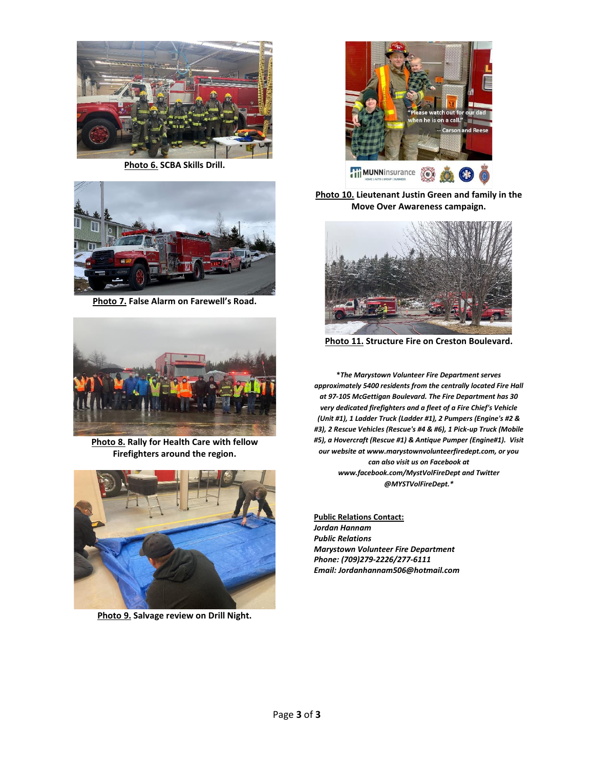**Photo 6.** **SCBA Skills Drill.**

**Photo 7.** **False Alarm on Farewell's Road.**

**Photo 8.** **Rally for Health Care with fellow Firefighters around the region.**

**Photo 9.** **Salvage review on Drill Night.**

**Photo 10.** **Lieutenant Justin Green and family in the Move Over Awareness campaign.**

**Photo 11.** **Structure Fire on Creston Boulevard.**

***The Marystown Volunteer Fire Department serves approximately 5400 residents from the centrally located Fire Hall at 97-105 McGettigan Boulevard. The Fire Department has 30 very dedicated firefighters and a fleet of a Fire Chief's Vehicle (Unit #1), 1 Ladder Truck (Ladder #1), 2 Pumpers (Engine's #2 & #3), 2 Rescue Vehicles (Rescue's #4 & #6), 1 Pick-up Truck (Mobile #5), a Hovercraft (Rescue #1) & Antique Pumper (Engine#1). Visit our website at www.marystownvolunteerfiredept.com, or you can also visit us on Facebook at www.facebook.com/MystVolFireDept and Twitter @MYSTVolFireDept.***

**Public Relations Contact:**
***Jordan Hannam***
***Public Relations***
***Marystown Volunteer Fire Department***
***Phone: (709)279-2226/277-6111***
***Email: Jordanhannam506@hotmail.com***